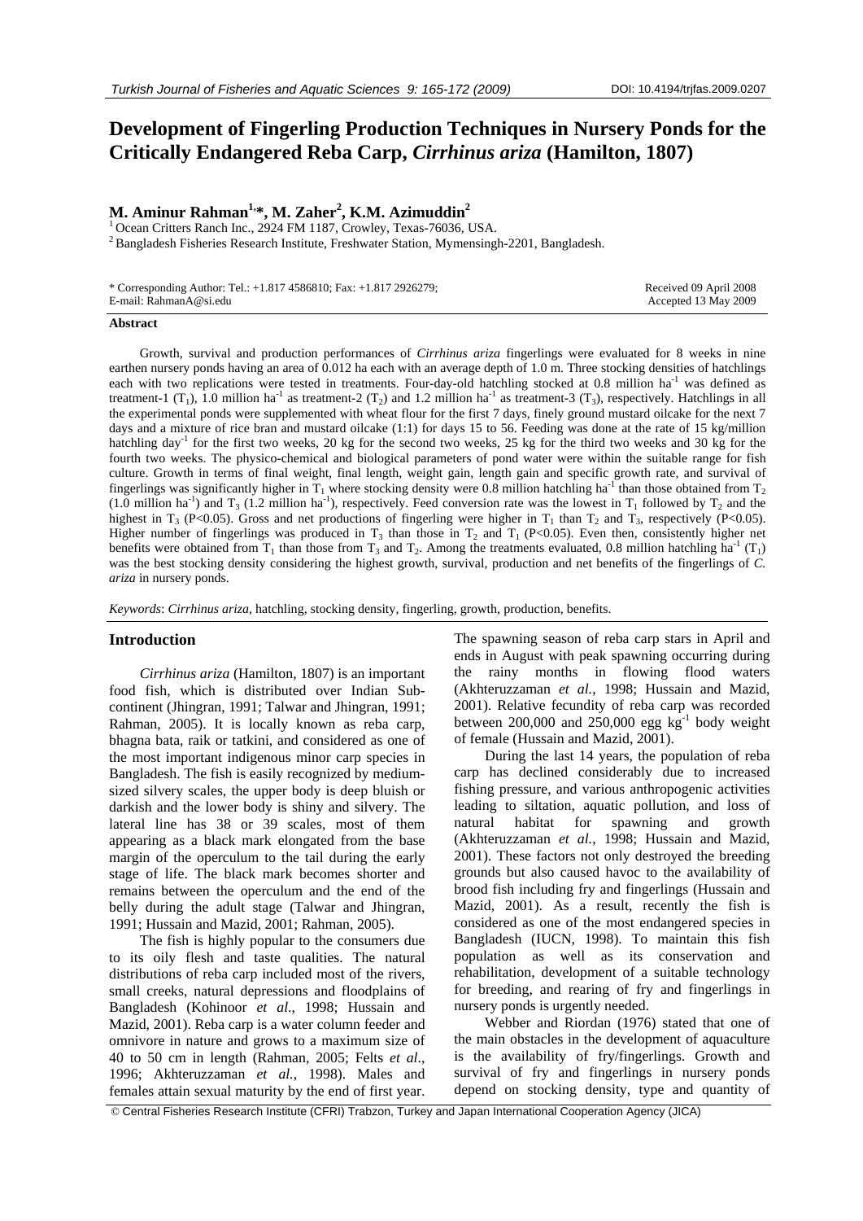# Development of Fingerling Production Techniques in Nursery Ponds for the Critically Endangered Reba Carp, *Cirrhinus ariza* (Hamilton, 1807)

**M. Aminur Rahman[1,*], M. Zaher[2], K.M. Azimuddin[2]**

[1] Ocean Critters Ranch Inc., 2924 FM 1187, Crowley, Texas-76036, USA.
[2] Bangladesh Fisheries Research Institute, Freshwater Station, Mymensingh-2201, Bangladesh.

\* Corresponding Author: Tel.: +1.817 4586810; Fax: +1.817 2926279; E-mail: RahmanA@si.edu

Received 09 April 2008
Accepted 13 May 2009

**Abstract**

Growth, survival and production performances of *Cirrhinus ariza* fingerlings were evaluated for 8 weeks in nine earthen nursery ponds having an area of 0.012 ha each with an average depth of 1.0 m. Three stocking densities of hatchlings each with two replications were tested in treatments. Four-day-old hatchling stocked at 0.8 million $ha^{-1}$ was defined as treatment-1 ($T_1$), 1.0 million $ha^{-1}$ as treatment-2 ($T_2$) and 1.2 million $ha^{-1}$ as treatment-3 ($T_3$), respectively. Hatchlings in all the experimental ponds were supplemented with wheat flour for the first 7 days, finely ground mustard oilcake for the next 7 days and a mixture of rice bran and mustard oilcake (1:1) for days 15 to 56. Feeding was done at the rate of 15 kg/million hatchling $day^{-1}$ for the first two weeks, 20 kg for the second two weeks, 25 kg for the third two weeks and 30 kg for the fourth two weeks. The physico-chemical and biological parameters of pond water were within the suitable range for fish culture. Growth in terms of final weight, final length, weight gain, length gain and specific growth rate, and survival of fingerlings was significantly higher in $T_1$ where stocking density were 0.8 million hatchling $ha^{-1}$ than those obtained from $T_2$ (1.0 million $ha^{-1}$) and $T_3$ (1.2 million $ha^{-1}$), respectively. Feed conversion rate was the lowest in $T_1$ followed by $T_2$ and the highest in $T_3$ ($P<0.05$). Gross and net productions of fingerling were higher in $T_1$ than $T_2$ and $T_3$, respectively ($P<0.05$). Higher number of fingerlings was produced in $T_3$ than those in $T_2$ and $T_1$ ($P<0.05$). Even then, consistently higher net benefits were obtained from $T_1$ than those from $T_3$ and $T_2$. Among the treatments evaluated, 0.8 million hatchling $ha^{-1}$ ($T_1$) was the best stocking density considering the highest growth, survival, production and net benefits of the fingerlings of *C. ariza* in nursery ponds.

*Keywords*: *Cirrhinus ariza*, hatchling, stocking density, fingerling, growth, production, benefits.

## Introduction

*Cirrhinus ariza* (Hamilton, 1807) is an important food fish, which is distributed over Indian Subcontinent (Jhingran, 1991; Talwar and Jhingran, 1991; Rahman, 2005). It is locally known as reba carp, bhagna bata, raik or tatkini, and considered as one of the most important indigenous minor carp species in Bangladesh. The fish is easily recognized by medium-sized silvery scales, the upper body is deep bluish or darkish and the lower body is shiny and silvery. The lateral line has 38 or 39 scales, most of them appearing as a black mark elongated from the base margin of the operculum to the tail during the early stage of life. The black mark becomes shorter and remains between the operculum and the end of the belly during the adult stage (Talwar and Jhingran, 1991; Hussain and Mazid, 2001; Rahman, 2005).

The fish is highly popular to the consumers due to its oily flesh and taste qualities. The natural distributions of reba carp included most of the rivers, small creeks, natural depressions and floodplains of Bangladesh (Kohinoor *et al*., 1998; Hussain and Mazid, 2001). Reba carp is a water column feeder and omnivore in nature and grows to a maximum size of 40 to 50 cm in length (Rahman, 2005; Felts *et al*., 1996; Akhteruzzaman *et al.*, 1998). Males and females attain sexual maturity by the end of first year. The spawning season of reba carp stars in April and ends in August with peak spawning occurring during the rainy months in flowing flood waters (Akhteruzzaman *et al.*, 1998; Hussain and Mazid, 2001). Relative fecundity of reba carp was recorded between 200,000 and 250,000 egg $kg^{-1}$ body weight of female (Hussain and Mazid, 2001).

During the last 14 years, the population of reba carp has declined considerably due to increased fishing pressure, and various anthropogenic activities leading to siltation, aquatic pollution, and loss of natural habitat for spawning and growth (Akhteruzzaman *et al.*, 1998; Hussain and Mazid, 2001). These factors not only destroyed the breeding grounds but also caused havoc to the availability of brood fish including fry and fingerlings (Hussain and Mazid, 2001). As a result, recently the fish is considered as one of the most endangered species in Bangladesh (IUCN, 1998). To maintain this fish population as well as its conservation and rehabilitation, development of a suitable technology for breeding, and rearing of fry and fingerlings in nursery ponds is urgently needed.

Webber and Riordan (1976) stated that one of the main obstacles in the development of aquaculture is the availability of fry/fingerlings. Growth and survival of fry and fingerlings in nursery ponds depend on stocking density, type and quantity of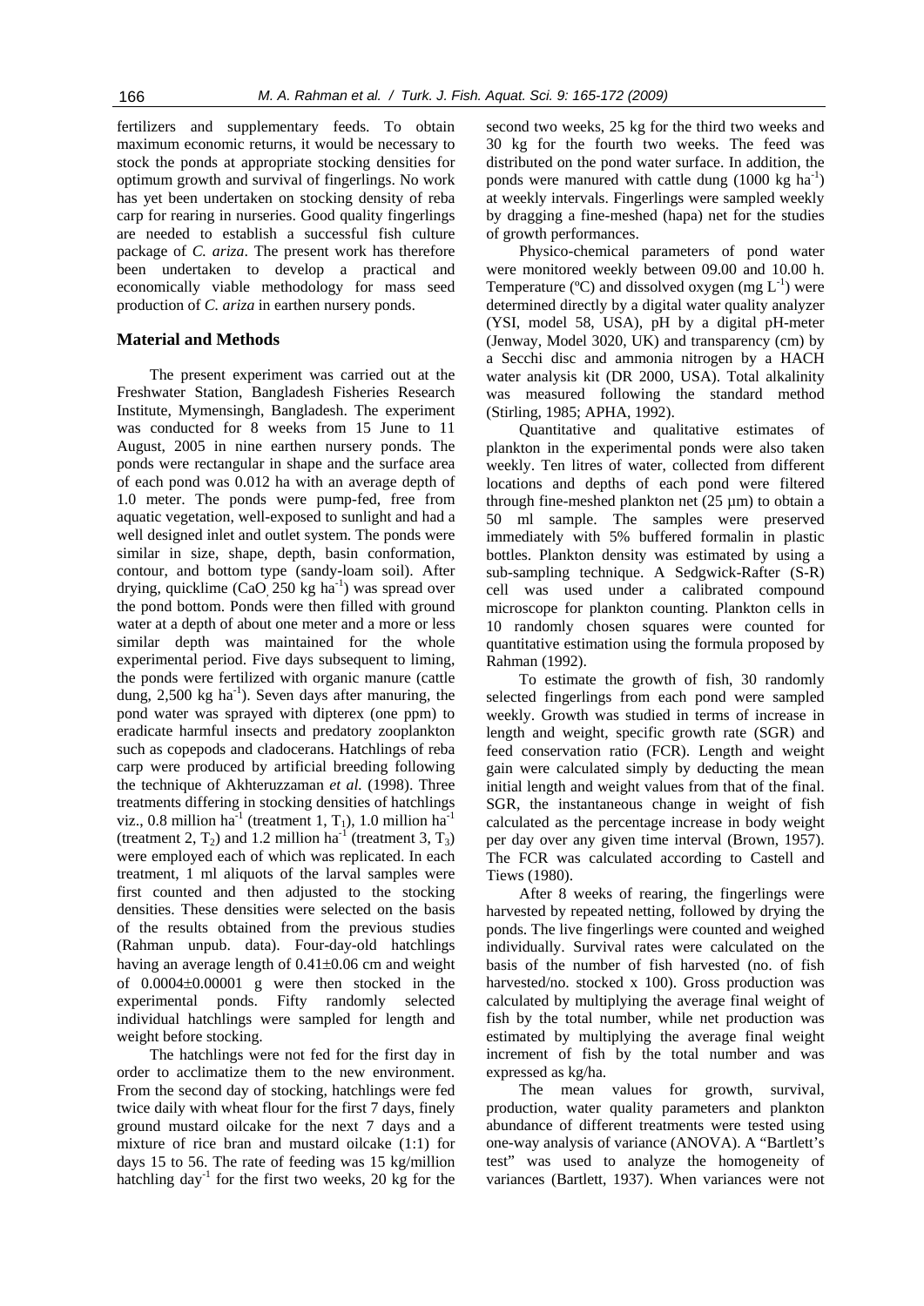fertilizers and supplementary feeds. To obtain maximum economic returns, it would be necessary to stock the ponds at appropriate stocking densities for optimum growth and survival of fingerlings. No work has yet been undertaken on stocking density of reba carp for rearing in nurseries. Good quality fingerlings are needed to establish a successful fish culture package of *C. ariza*. The present work has therefore been undertaken to develop a practical and economically viable methodology for mass seed production of *C. ariza* in earthen nursery ponds.

## Material and Methods

The present experiment was carried out at the Freshwater Station, Bangladesh Fisheries Research Institute, Mymensingh, Bangladesh. The experiment was conducted for 8 weeks from 15 June to 11 August, 2005 in nine earthen nursery ponds. The ponds were rectangular in shape and the surface area of each pond was 0.012 ha with an average depth of 1.0 meter. The ponds were pump-fed, free from aquatic vegetation, well-exposed to sunlight and had a well designed inlet and outlet system. The ponds were similar in size, shape, depth, basin conformation, contour, and bottom type (sandy-loam soil). After drying, quicklime ($CaO$, 250 kg $ha^{-1}$) was spread over the pond bottom. Ponds were then filled with ground water at a depth of about one meter and a more or less similar depth was maintained for the whole experimental period. Five days subsequent to liming, the ponds were fertilized with organic manure (cattle dung, 2,500 kg $ha^{-1}$). Seven days after manuring, the pond water was sprayed with dipterex (one ppm) to eradicate harmful insects and predatory zooplankton such as copepods and cladocerans. Hatchlings of reba carp were produced by artificial breeding following the technique of Akhteruzzaman *et al.* (1998). Three treatments differing in stocking densities of hatchlings viz., 0.8 million $ha^{-1}$ (treatment 1, $T_1$), 1.0 million $ha^{-1}$ (treatment 2, $T_2$) and 1.2 million $ha^{-1}$ (treatment 3, $T_3$) were employed each of which was replicated. In each treatment, 1 ml aliquots of the larval samples were first counted and then adjusted to the stocking densities. These densities were selected on the basis of the results obtained from the previous studies (Rahman unpub. data). Four-day-old hatchlings having an average length of $0.41 \pm 0.06$ cm and weight of $0.0004 \pm 0.00001$ g were then stocked in the experimental ponds. Fifty randomly selected individual hatchlings were sampled for length and weight before stocking.

The hatchlings were not fed for the first day in order to acclimatize them to the new environment. From the second day of stocking, hatchlings were fed twice daily with wheat flour for the first 7 days, finely ground mustard oilcake for the next 7 days and a mixture of rice bran and mustard oilcake (1:1) for days 15 to 56. The rate of feeding was 15 kg/million hatchling $day^{-1}$ for the first two weeks, 20 kg for the second two weeks, 25 kg for the third two weeks and 30 kg for the fourth two weeks. The feed was distributed on the pond water surface. In addition, the ponds were manured with cattle dung (1000 kg $ha^{-1}$) at weekly intervals. Fingerlings were sampled weekly by dragging a fine-meshed (hapa) net for the studies of growth performances.

Physico-chemical parameters of pond water were monitored weekly between 09.00 and 10.00 h. Temperature (ºC) and dissolved oxygen (mg $L^{-1}$) were determined directly by a digital water quality analyzer (YSI, model 58, USA), pH by a digital pH-meter (Jenway, Model 3020, UK) and transparency (cm) by a Secchi disc and ammonia nitrogen by a HACH water analysis kit (DR 2000, USA). Total alkalinity was measured following the standard method (Stirling, 1985; APHA, 1992).

Quantitative and qualitative estimates of plankton in the experimental ponds were also taken weekly. Ten litres of water, collected from different locations and depths of each pond were filtered through fine-meshed plankton net (25 µm) to obtain a 50 ml sample. The samples were preserved immediately with 5% buffered formalin in plastic bottles. Plankton density was estimated by using a sub-sampling technique. A Sedgwick-Rafter (S-R) cell was used under a calibrated compound microscope for plankton counting. Plankton cells in 10 randomly chosen squares were counted for quantitative estimation using the formula proposed by Rahman (1992).

To estimate the growth of fish, 30 randomly selected fingerlings from each pond were sampled weekly. Growth was studied in terms of increase in length and weight, specific growth rate (SGR) and feed conservation ratio (FCR). Length and weight gain were calculated simply by deducting the mean initial length and weight values from that of the final. SGR, the instantaneous change in weight of fish calculated as the percentage increase in body weight per day over any given time interval (Brown, 1957). The FCR was calculated according to Castell and Tiews (1980).

After 8 weeks of rearing, the fingerlings were harvested by repeated netting, followed by drying the ponds. The live fingerlings were counted and weighed individually. Survival rates were calculated on the basis of the number of fish harvested (no. of fish harvested/no. stocked x 100). Gross production was calculated by multiplying the average final weight of fish by the total number, while net production was estimated by multiplying the average final weight increment of fish by the total number and was expressed as kg/ha.

The mean values for growth, survival, production, water quality parameters and plankton abundance of different treatments were tested using one-way analysis of variance (ANOVA). A "Bartlett's test" was used to analyze the homogeneity of variances (Bartlett, 1937). When variances were not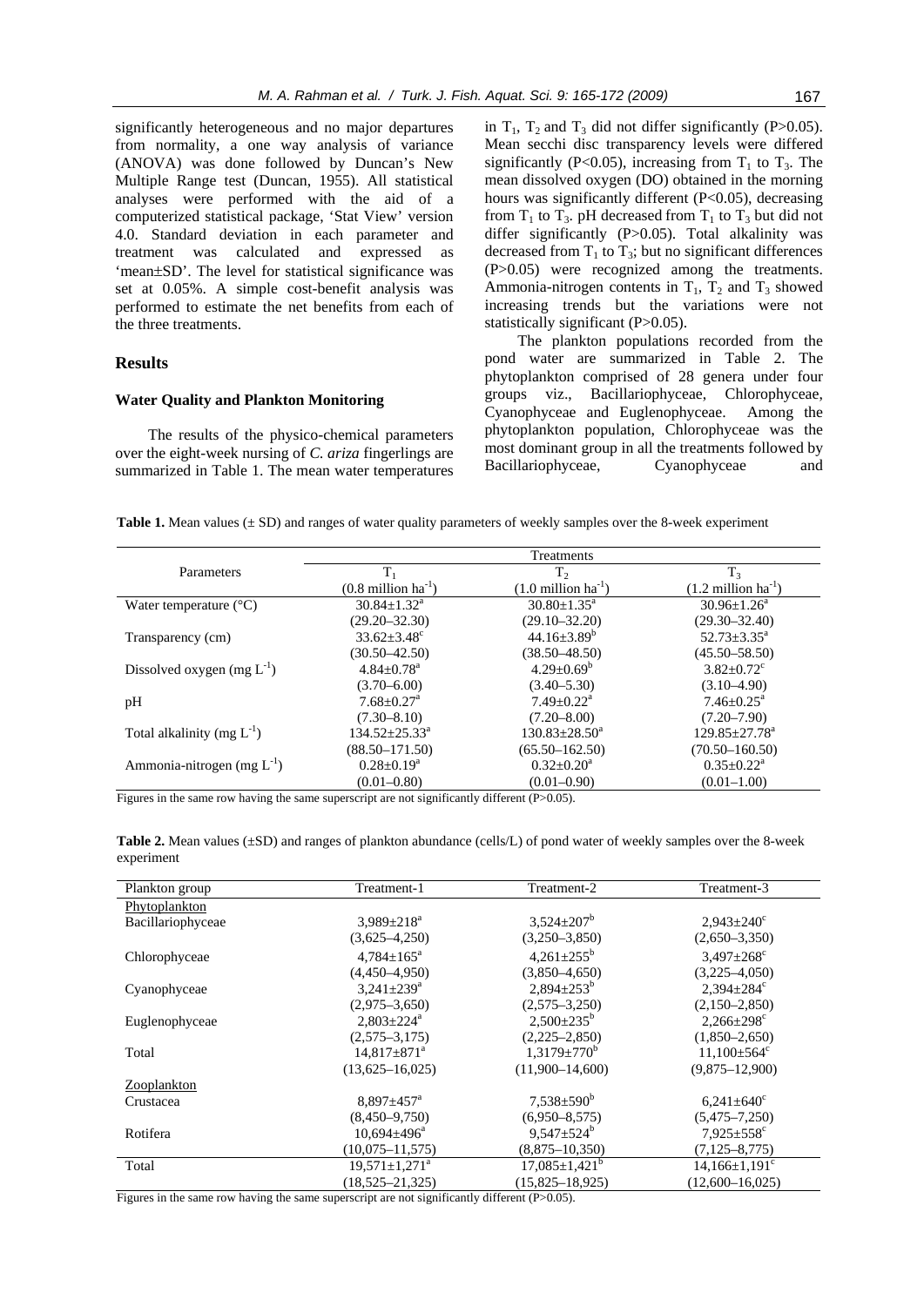significantly heterogeneous and no major departures from normality, a one way analysis of variance (ANOVA) was done followed by Duncan's New Multiple Range test (Duncan, 1955). All statistical analyses were performed with the aid of a computerized statistical package, 'Stat View' version 4.0. Standard deviation in each parameter and treatment was calculated and expressed as 'mean±SD'. The level for statistical significance was set at 0.05%. A simple cost-benefit analysis was performed to estimate the net benefits from each of the three treatments.

## Results

### Water Quality and Plankton Monitoring

The results of the physico-chemical parameters over the eight-week nursing of *C. ariza* fingerlings are summarized in Table 1. The mean water temperatures in $T_1$, $T_2$ and $T_3$ did not differ significantly ($P>0.05$). Mean secchi disc transparency levels were differed significantly ($P<0.05$), increasing from $T_1$ to $T_3$. The mean dissolved oxygen (DO) obtained in the morning hours was significantly different ($P<0.05$), decreasing from $T_1$ to $T_3$. pH decreased from $T_1$ to $T_3$ but did not differ significantly ($P>0.05$). Total alkalinity was decreased from $T_1$ to $T_3$; but no significant differences ($P>0.05$) were recognized among the treatments. Ammonia-nitrogen contents in $T_1$, $T_2$ and $T_3$ showed increasing trends but the variations were not statistically significant ($P>0.05$).

The plankton populations recorded from the pond water are summarized in Table 2. The phytoplankton comprised of 28 genera under four groups viz., Bacillariophyceae, Chlorophyceae, Cyanophyceae and Euglenophyceae. Among the phytoplankton population, Chlorophyceae was the most dominant group in all the treatments followed by Bacillariophyceae, Cyanophyceae and

**Table 1.** Mean values (± SD) and ranges of water quality parameters of weekly samples over the 8-week experiment

| Parameters | Treatments | | |
|---|---|---|---|
| | $T_1$ (0.8 million ha$^{-1}$) | $T_2$ (1.0 million ha$^{-1}$) | $T_3$ (1.2 million ha$^{-1}$) |
| Water temperature (°C) | 30.84±1.32$^a$ | 30.80±1.35$^a$ | 30.96±1.26$^a$ |
| | (29.20–32.30) | (29.10–32.20) | (29.30–32.40) |
| Transparency (cm) | 33.62±3.48$^c$ | 44.16±3.89$^b$ | 52.73±3.35$^a$ |
| | (30.50–42.50) | (38.50–48.50) | (45.50–58.50) |
| Dissolved oxygen (mg L$^{-1}$) | 4.84±0.78$^a$ | 4.29±0.69$^b$ | 3.82±0.72$^c$ |
| | (3.70–6.00) | (3.40–5.30) | (3.10–4.90) |
| pH | 7.68±0.27$^a$ | 7.49±0.22$^a$ | 7.46±0.25$^a$ |
| | (7.30–8.10) | (7.20–8.00) | (7.20–7.90) |
| Total alkalinity (mg L$^{-1}$) | 134.52±25.33$^a$ | 130.83±28.50$^a$ | 129.85±27.78$^a$ |
| | (88.50–171.50) | (65.50–162.50) | (70.50–160.50) |
| Ammonia-nitrogen (mg L$^{-1}$) | 0.28±0.19$^a$ | 0.32±0.20$^a$ | 0.35±0.22$^a$ |
| | (0.01–0.80) | (0.01–0.90) | (0.01–1.00) |

Figures in the same row having the same superscript are not significantly different (P>0.05).

**Table 2.** Mean values (±SD) and ranges of plankton abundance (cells/L) of pond water of weekly samples over the 8-week experiment

| Plankton group | Treatment-1 | Treatment-2 | Treatment-3 |
|---|---|---|---|
| Phytoplankton | | | |
| Bacillariophyceae | 3,989±218$^a$ | 3,524±207$^b$ | 2,943±240$^c$ |
| | (3,625–4,250) | (3,250–3,850) | (2,650–3,350) |
| Chlorophyceae | 4,784±165$^a$ | 4,261±255$^b$ | 3,497±268$^c$ |
| | (4,450–4,950) | (3,850–4,650) | (3,225–4,050) |
| Cyanophyceae | 3,241±239$^a$ | 2,894±253$^b$ | 2,394±284$^c$ |
| | (2,975–3,650) | (2,575–3,250) | (2,150–2,850) |
| Euglenophyceae | 2,803±224$^a$ | 2,500±235$^b$ | 2,266±298$^c$ |
| | (2,575–3,175) | (2,225–2,850) | (1,850–2,650) |
| Total | 14,817±871$^a$ | 1,3179±770$^b$ | 11,100±564$^c$ |
| | (13,625–16,025) | (11,900–14,600) | (9,875–12,900) |
| Zooplankton | | | |
| Crustacea | 8,897±457$^a$ | 7,538±590$^b$ | 6,241±640$^c$ |
| | (8,450–9,750) | (6,950–8,575) | (5,475–7,250) |
| Rotifera | 10,694±496$^a$ | 9,547±524$^b$ | 7,925±558$^c$ |
| | (10,075–11,575) | (8,875–10,350) | (7,125–8,775) |
| Total | 19,571±1,271$^a$ | 17,085±1,421$^b$ | 14,166±1,191$^c$ |
| | (18,525–21,325) | (15,825–18,925) | (12,600–16,025) |

Figures in the same row having the same superscript are not significantly different (P>0.05).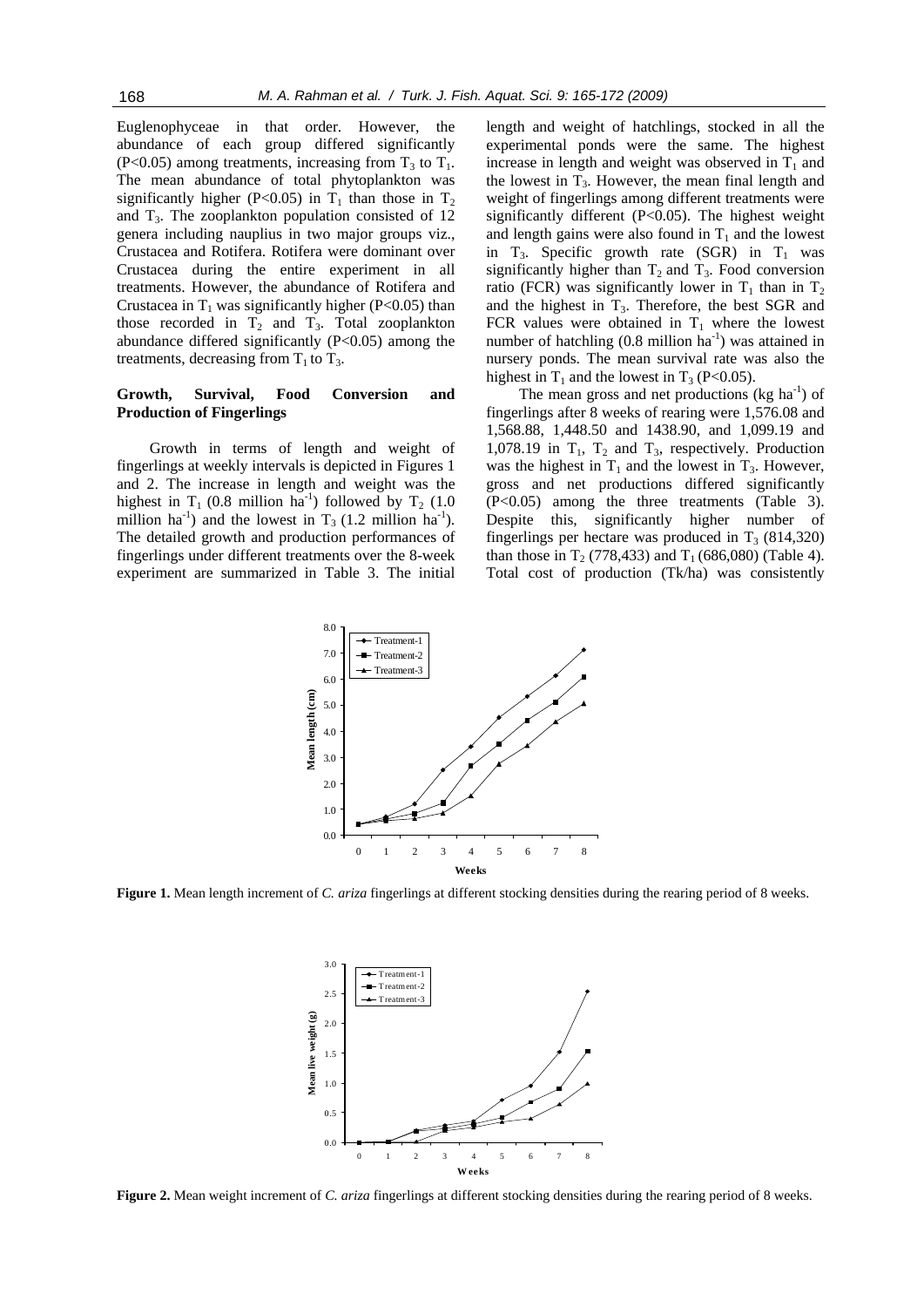Euglenophyceae in that order. However, the abundance of each group differed significantly ($P<0.05$) among treatments, increasing from $T_3$ to $T_1$. The mean abundance of total phytoplankton was significantly higher ($P<0.05$) in $T_1$ than those in $T_2$ and $T_3$. The zooplankton population consisted of 12 genera including nauplius in two major groups viz., Crustacea and Rotifera. Rotifera were dominant over Crustacea during the entire experiment in all treatments. However, the abundance of Rotifera and Crustacea in $T_1$ was significantly higher ($P<0.05$) than those recorded in $T_2$ and $T_3$. Total zooplankton abundance differed significantly ($P<0.05$) among the treatments, decreasing from $T_1$ to $T_3$.

## Growth, Survival, Food Conversion and Production of Fingerlings

Growth in terms of length and weight of fingerlings at weekly intervals is depicted in Figures 1 and 2. The increase in length and weight was the highest in $T_1$ (0.8 million $ha^{-1}$) followed by $T_2$ (1.0 million $ha^{-1}$) and the lowest in $T_3$ (1.2 million $ha^{-1}$). The detailed growth and production performances of fingerlings under different treatments over the 8-week experiment are summarized in Table 3. The initial length and weight of hatchlings, stocked in all the experimental ponds were the same. The highest increase in length and weight was observed in $T_1$ and the lowest in $T_3$. However, the mean final length and weight of fingerlings among different treatments were significantly different ($P<0.05$). The highest weight and length gains were also found in $T_1$ and the lowest in $T_3$. Specific growth rate (SGR) in $T_1$ was significantly higher than $T_2$ and $T_3$. Food conversion ratio (FCR) was significantly lower in $T_1$ than in $T_2$ and the highest in $T_3$. Therefore, the best SGR and FCR values were obtained in $T_1$ where the lowest number of hatchling (0.8 million $ha^{-1}$) was attained in nursery ponds. The mean survival rate was also the highest in $T_1$ and the lowest in $T_3$ ($P<0.05$).

The mean gross and net productions (kg $ha^{-1}$) of fingerlings after 8 weeks of rearing were 1,576.08 and 1,568.88, 1,448.50 and 1438.90, and 1,099.19 and 1,078.19 in $T_1$, $T_2$ and $T_3$, respectively. Production was the highest in $T_1$ and the lowest in $T_3$. However, gross and net productions differed significantly ($P<0.05$) among the three treatments (Table 3). Despite this, significantly higher number of fingerlings per hectare was produced in $T_3$ (814,320) than those in $T_2$ (778,433) and $T_1$ (686,080) (Table 4). Total cost of production (Tk/ha) was consistently

**Figure 1.** Mean length increment of *C. ariza* fingerlings at different stocking densities during the rearing period of 8 weeks.

**Figure 2.** Mean weight increment of *C. ariza* fingerlings at different stocking densities during the rearing period of 8 weeks.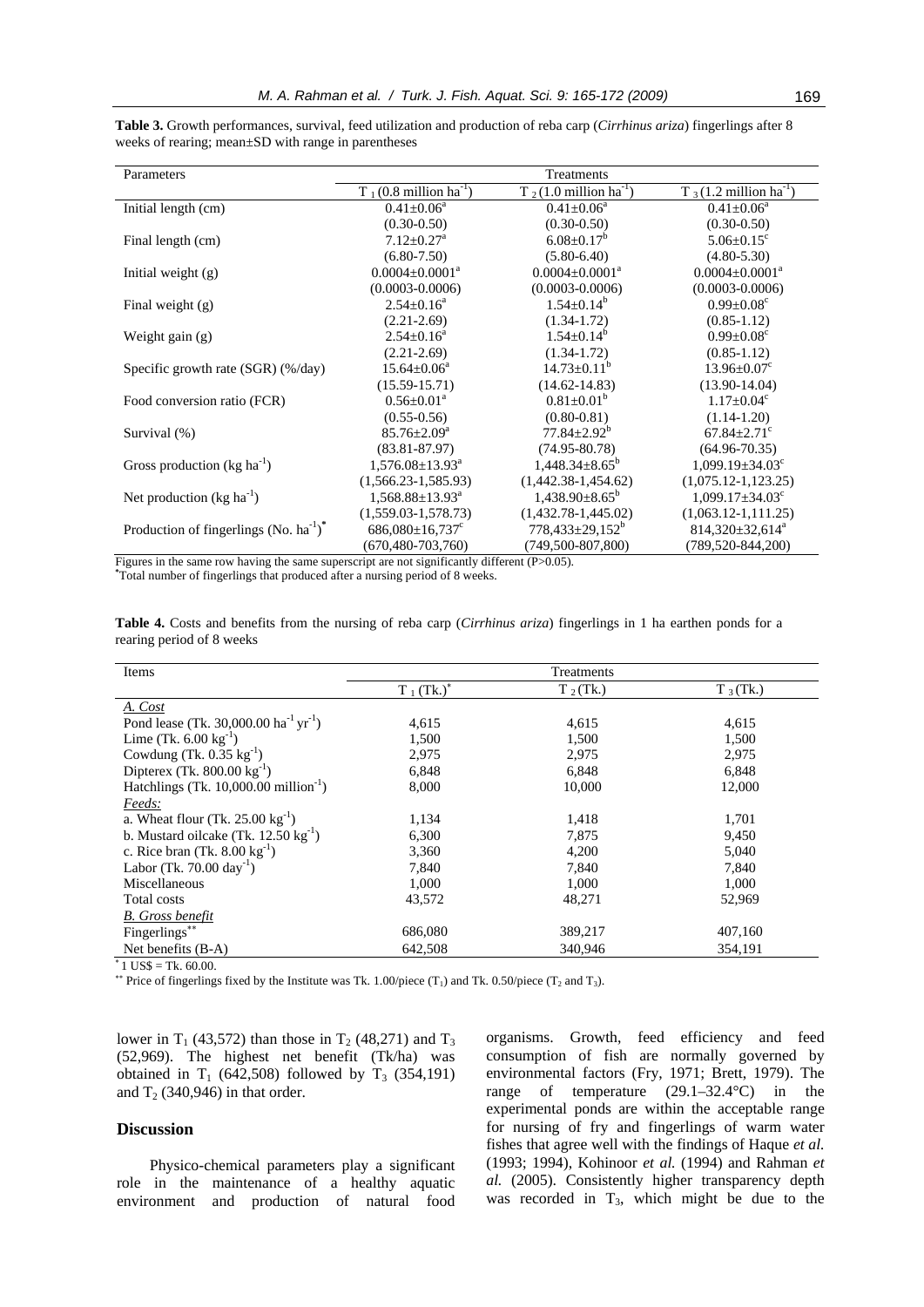**Table 3.** Growth performances, survival, feed utilization and production of reba carp (*Cirrhinus ariza*) fingerlings after 8 weeks of rearing; mean±SD with range in parentheses

| Parameters | Treatments | | |
|---|---|---|---|
| | $T_1$ (0.8 million $ha^{-1}$) | $T_2$ (1.0 million $ha^{-1}$) | $T_3$ (1.2 million $ha^{-1}$) |
| Initial length (cm) | $0.41±0.06^a$ (0.30-0.50) | $0.41±0.06^a$ (0.30-0.50) | $0.41±0.06^a$ (0.30-0.50) |
| Final length (cm) | $7.12±0.27^a$ (6.80-7.50) | $6.08±0.17^b$ (5.80-6.40) | $5.06±0.15^c$ (4.80-5.30) |
| Initial weight (g) | $0.0004±0.0001^a$ (0.0003-0.0006) | $0.0004±0.0001^a$ (0.0003-0.0006) | $0.0004±0.0001^a$ (0.0003-0.0006) |
| Final weight (g) | $2.54±0.16^a$ (2.21-2.69) | $1.54±0.14^b$ (1.34-1.72) | $0.99±0.08^c$ (0.85-1.12) |
| Weight gain (g) | $2.54±0.16^a$ (2.21-2.69) | $1.54±0.14^b$ (1.34-1.72) | $0.99±0.08^c$ (0.85-1.12) |
| Specific growth rate (SGR) (%/day) | $15.64±0.06^a$ (15.59-15.71) | $14.73±0.11^b$ (14.62-14.83) | $13.96±0.07^c$ (13.90-14.04) |
| Food conversion ratio (FCR) | $0.56±0.01^a$ (0.55-0.56) | $0.81±0.01^b$ (0.80-0.81) | $1.17±0.04^c$ (1.14-1.20) |
| Survival (%) | $85.76±2.09^a$ (83.81-87.97) | $77.84±2.92^b$ (74.95-80.78) | $67.84±2.71^c$ (64.96-70.35) |
| Gross production (kg $ha^{-1}$) | $1,576.08±13.93^a$ (1,566.23-1,585.93) | $1,448.34±8.65^b$ (1,442.38-1,454.62) | $1,099.19±34.03^c$ (1,075.12-1,123.25) |
| Net production (kg $ha^{-1}$) | $1,568.88±13.93^a$ (1,559.03-1,578.73) | $1,438.90±8.65^b$ (1,432.78-1,445.02) | $1,099.17±34.03^c$ (1,063.12-1,111.25) |
| Production of fingerlings (No. $ha^{-1}$)* | $686,080±16,737^c$ (670,480-703,760) | $778,433±29,152^b$ (749,500-807,800) | $814,320±32,614^a$ (789,520-844,200) |

Figures in the same row having the same superscript are not significantly different ($P>0.05$).
*Total number of fingerlings that produced after a nursing period of 8 weeks.

**Table 4.** Costs and benefits from the nursing of reba carp (*Cirrhinus ariza*) fingerlings in 1 ha earthen ponds for a rearing period of 8 weeks

| Items | Treatments | | |
|---|---|---|---|
| | $T_1$ (Tk.)* | $T_2$ (Tk.) | $T_3$ (Tk.) |
| *A. Cost* | | | |
| Pond lease (Tk. 30,000.00 $ha^{-1}$ $yr^{-1}$) | 4,615 | 4,615 | 4,615 |
| Lime (Tk. 6.00 $kg^{-1}$) | 1,500 | 1,500 | 1,500 |
| Cowdung (Tk. 0.35 $kg^{-1}$) | 2,975 | 2,975 | 2,975 |
| Dipterex (Tk. 800.00 $kg^{-1}$) | 6,848 | 6,848 | 6,848 |
| Hatchlings (Tk. 10,000.00 $million^{-1}$) | 8,000 | 10,000 | 12,000 |
| *Feeds:* | | | |
| a. Wheat flour (Tk. 25.00 $kg^{-1}$) | 1,134 | 1,418 | 1,701 |
| b. Mustard oilcake (Tk. 12.50 $kg^{-1}$) | 6,300 | 7,875 | 9,450 |
| c. Rice bran (Tk. 8.00 $kg^{-1}$) | 3,360 | 4,200 | 5,040 |
| Labor (Tk. 70.00 $day^{-1}$) | 7,840 | 7,840 | 7,840 |
| Miscellaneous | 1,000 | 1,000 | 1,000 |
| Total costs | 43,572 | 48,271 | 52,969 |
| *B. Gross benefit* | | | |
| Fingerlings** | 686,080 | 389,217 | 407,160 |
| Net benefits (B-A) | 642,508 | 340,946 | 354,191 |

*1 US$ = Tk. 60.00.
** Price of fingerlings fixed by the Institute was Tk. 1.00/piece ($T_1$) and Tk. 0.50/piece ($T_2$ and $T_3$).

lower in $T_1$ (43,572) than those in $T_2$ (48,271) and $T_3$ (52,969). The highest net benefit (Tk/ha) was obtained in $T_1$ (642,508) followed by $T_3$ (354,191) and $T_2$ (340,946) in that order.

## Discussion

Physico-chemical parameters play a significant role in the maintenance of a healthy aquatic environment and production of natural food organisms. Growth, feed efficiency and feed consumption of fish are normally governed by environmental factors (Fry, 1971; Brett, 1979). The range of temperature (29.1–32.4°C) in the experimental ponds are within the acceptable range for nursing of fry and fingerlings of warm water fishes that agree well with the findings of Haque *et al.* (1993; 1994), Kohinoor *et al.* (1994) and Rahman *et al.* (2005). Consistently higher transparency depth was recorded in $T_3$, which might be due to the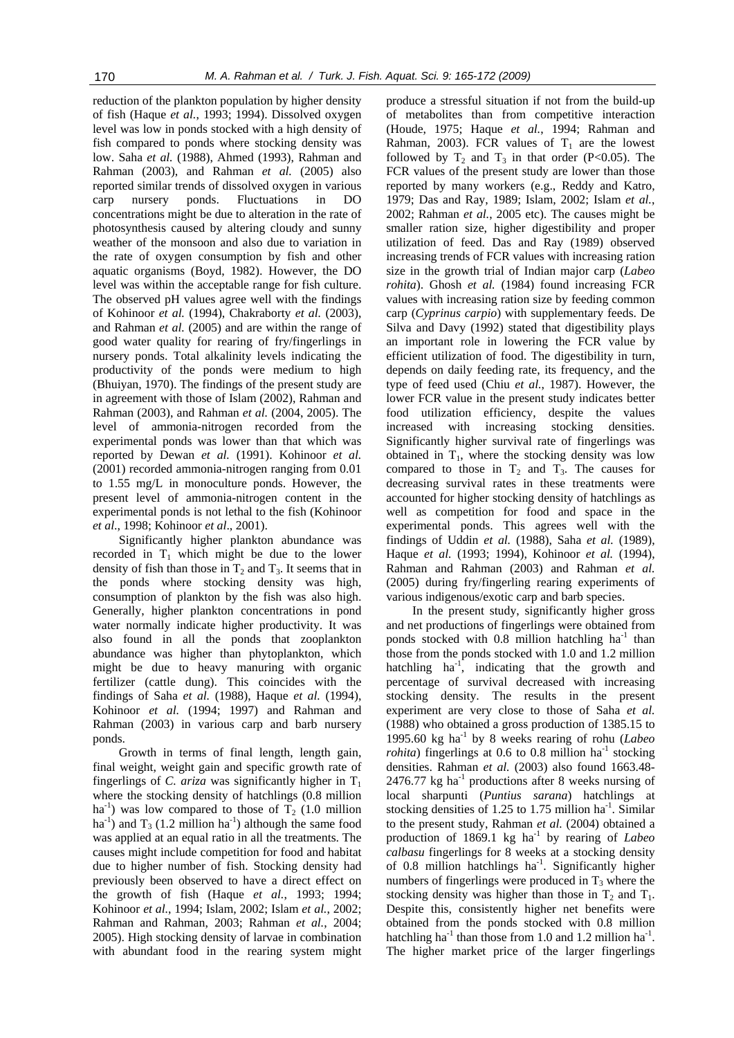reduction of the plankton population by higher density of fish (Haque *et al*., 1993; 1994). Dissolved oxygen level was low in ponds stocked with a high density of fish compared to ponds where stocking density was low. Saha *et al.* (1988), Ahmed (1993), Rahman and Rahman (2003), and Rahman *et al.* (2005) also reported similar trends of dissolved oxygen in various carp nursery ponds. Fluctuations in DO concentrations might be due to alteration in the rate of photosynthesis caused by altering cloudy and sunny weather of the monsoon and also due to variation in the rate of oxygen consumption by fish and other aquatic organisms (Boyd, 1982). However, the DO level was within the acceptable range for fish culture. The observed pH values agree well with the findings of Kohinoor *et al.* (1994), Chakraborty *et al.* (2003), and Rahman *et al.* (2005) and are within the range of good water quality for rearing of fry/fingerlings in nursery ponds. Total alkalinity levels indicating the productivity of the ponds were medium to high (Bhuiyan, 1970). The findings of the present study are in agreement with those of Islam (2002), Rahman and Rahman (2003), and Rahman *et al.* (2004, 2005). The level of ammonia-nitrogen recorded from the experimental ponds was lower than that which was reported by Dewan *et al.* (1991). Kohinoor *et al.* (2001) recorded ammonia-nitrogen ranging from 0.01 to 1.55 mg/L in monoculture ponds. However, the present level of ammonia-nitrogen content in the experimental ponds is not lethal to the fish (Kohinoor *et al*., 1998; Kohinoor *et al*., 2001).

Significantly higher plankton abundance was recorded in $T_1$ which might be due to the lower density of fish than those in $T_2$ and $T_3$. It seems that in the ponds where stocking density was high, consumption of plankton by the fish was also high. Generally, higher plankton concentrations in pond water normally indicate higher productivity. It was also found in all the ponds that zooplankton abundance was higher than phytoplankton, which might be due to heavy manuring with organic fertilizer (cattle dung). This coincides with the findings of Saha *et al.* (1988), Haque *et al.* (1994), Kohinoor *et al.* (1994; 1997) and Rahman and Rahman (2003) in various carp and barb nursery ponds.

Growth in terms of final length, length gain, final weight, weight gain and specific growth rate of fingerlings of *C. ariza* was significantly higher in $T_1$ where the stocking density of hatchlings (0.8 million $ha^{-1}$) was low compared to those of $T_2$ (1.0 million $ha^{-1}$) and $T_3$ (1.2 million $ha^{-1}$) although the same food was applied at an equal ratio in all the treatments. The causes might include competition for food and habitat due to higher number of fish. Stocking density had previously been observed to have a direct effect on the growth of fish (Haque *et al.*, 1993; 1994; Kohinoor *et al*., 1994; Islam, 2002; Islam *et al.*, 2002; Rahman and Rahman, 2003; Rahman *et al.*, 2004; 2005). High stocking density of larvae in combination with abundant food in the rearing system might produce a stressful situation if not from the build-up of metabolites than from competitive interaction (Houde, 1975; Haque *et al.*, 1994; Rahman and Rahman, 2003). FCR values of $T_1$ are the lowest followed by $T_2$ and $T_3$ in that order ($P<0.05$). The FCR values of the present study are lower than those reported by many workers (e.g., Reddy and Katro, 1979; Das and Ray, 1989; Islam, 2002; Islam *et al.*, 2002; Rahman *et al.*, 2005 etc). The causes might be smaller ration size, higher digestibility and proper utilization of feed. Das and Ray (1989) observed increasing trends of FCR values with increasing ration size in the growth trial of Indian major carp (*Labeo rohita*). Ghosh *et al.* (1984) found increasing FCR values with increasing ration size by feeding common carp (*Cyprinus carpio*) with supplementary feeds. De Silva and Davy (1992) stated that digestibility plays an important role in lowering the FCR value by efficient utilization of food. The digestibility in turn, depends on daily feeding rate, its frequency, and the type of feed used (Chiu *et al.*, 1987). However, the lower FCR value in the present study indicates better food utilization efficiency, despite the values increased with increasing stocking densities. Significantly higher survival rate of fingerlings was obtained in $T_1$, where the stocking density was low compared to those in $T_2$ and $T_3$. The causes for decreasing survival rates in these treatments were accounted for higher stocking density of hatchlings as well as competition for food and space in the experimental ponds. This agrees well with the findings of Uddin *et al.* (1988), Saha *et al.* (1989), Haque *et al.* (1993; 1994), Kohinoor *et al.* (1994), Rahman and Rahman (2003) and Rahman *et al.* (2005) during fry/fingerling rearing experiments of various indigenous/exotic carp and barb species.

In the present study, significantly higher gross and net productions of fingerlings were obtained from ponds stocked with 0.8 million hatchling $ha^{-1}$ than those from the ponds stocked with 1.0 and 1.2 million hatchling $ha^{-1}$, indicating that the growth and percentage of survival decreased with increasing stocking density. The results in the present experiment are very close to those of Saha *et al.* (1988) who obtained a gross production of 1385.15 to 1995.60 kg $ha^{-1}$ by 8 weeks rearing of rohu (*Labeo rohita*) fingerlings at 0.6 to 0.8 million $ha^{-1}$ stocking densities. Rahman *et al.* (2003) also found 1663.48-2476.77 kg $ha^{-1}$ productions after 8 weeks nursing of local sharpunti (*Puntius sarana*) hatchlings at stocking densities of 1.25 to 1.75 million $ha^{-1}$. Similar to the present study, Rahman *et al.* (2004) obtained a production of 1869.1 kg $ha^{-1}$ by rearing of *Labeo calbasu* fingerlings for 8 weeks at a stocking density of 0.8 million hatchlings $ha^{-1}$. Significantly higher numbers of fingerlings were produced in $T_3$ where the stocking density was higher than those in $T_2$ and $T_1$. Despite this, consistently higher net benefits were obtained from the ponds stocked with 0.8 million hatchling $ha^{-1}$ than those from 1.0 and 1.2 million $ha^{-1}$. The higher market price of the larger fingerlings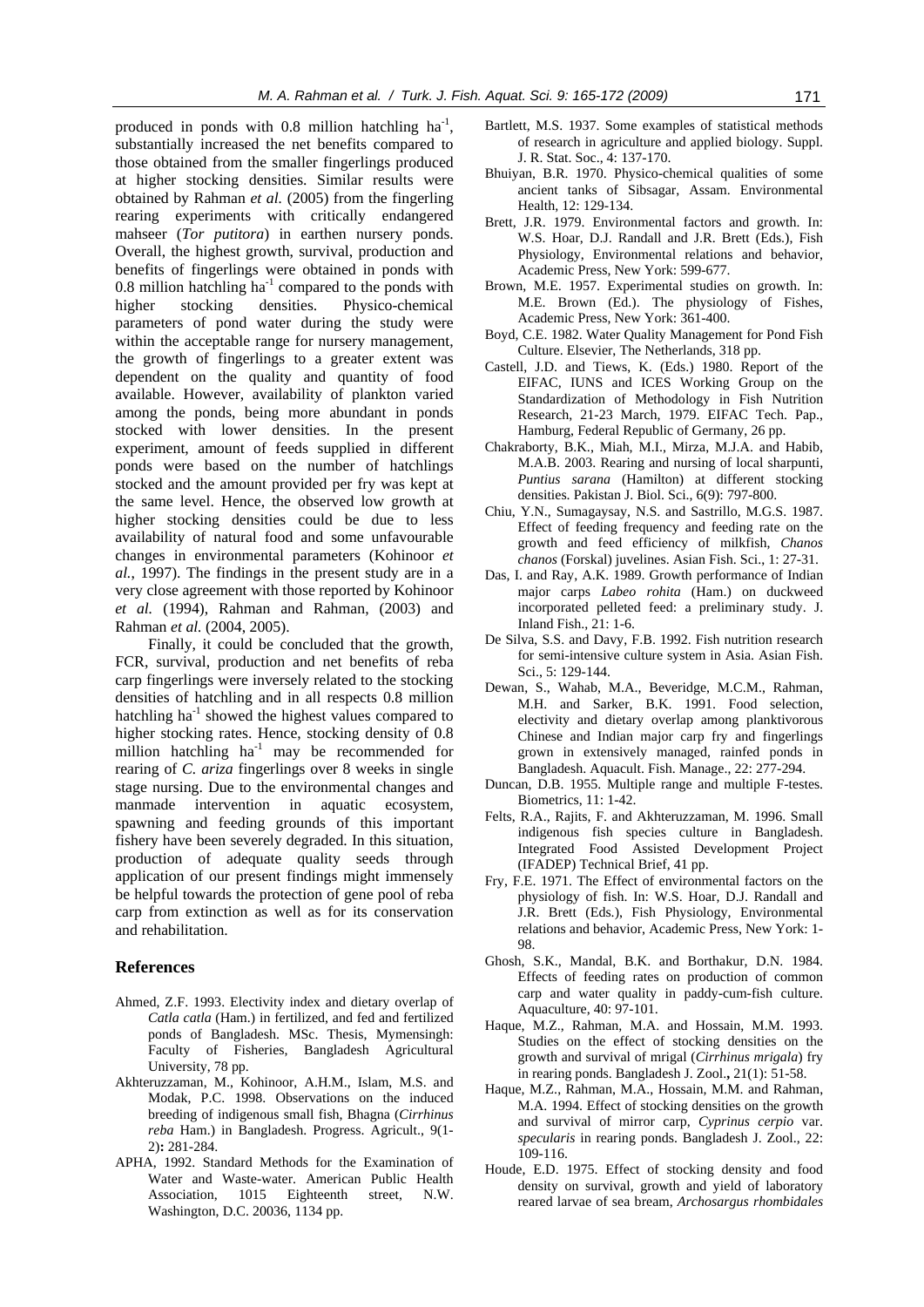produced in ponds with 0.8 million hatchling $ha^{-1}$, substantially increased the net benefits compared to those obtained from the smaller fingerlings produced at higher stocking densities. Similar results were obtained by Rahman *et al.* (2005) from the fingerling rearing experiments with critically endangered mahseer (*Tor putitora*) in earthen nursery ponds. Overall, the highest growth, survival, production and benefits of fingerlings were obtained in ponds with 0.8 million hatchling $ha^{-1}$ compared to the ponds with higher stocking densities. Physico-chemical parameters of pond water during the study were within the acceptable range for nursery management, the growth of fingerlings to a greater extent was dependent on the quality and quantity of food available. However, availability of plankton varied among the ponds, being more abundant in ponds stocked with lower densities. In the present experiment, amount of feeds supplied in different ponds were based on the number of hatchlings stocked and the amount provided per fry was kept at the same level. Hence, the observed low growth at higher stocking densities could be due to less availability of natural food and some unfavourable changes in environmental parameters (Kohinoor *et al.*, 1997). The findings in the present study are in a very close agreement with those reported by Kohinoor *et al.* (1994), Rahman and Rahman, (2003) and Rahman *et al.* (2004, 2005).

Finally, it could be concluded that the growth, FCR, survival, production and net benefits of reba carp fingerlings were inversely related to the stocking densities of hatchling and in all respects 0.8 million hatchling $ha^{-1}$ showed the highest values compared to higher stocking rates. Hence, stocking density of 0.8 million hatchling $ha^{-1}$ may be recommended for rearing of *C. ariza* fingerlings over 8 weeks in single stage nursing. Due to the environmental changes and manmade intervention in aquatic ecosystem, spawning and feeding grounds of this important fishery have been severely degraded. In this situation, production of adequate quality seeds through application of our present findings might immensely be helpful towards the protection of gene pool of reba carp from extinction as well as for its conservation and rehabilitation.

## References

Ahmed, Z.F. 1993. Electivity index and dietary overlap of *Catla catla* (Ham.) in fertilized, and fed and fertilized ponds of Bangladesh. MSc. Thesis, Mymensingh: Faculty of Fisheries, Bangladesh Agricultural University, 78 pp.

Akhteruzzaman, M., Kohinoor, A.H.M., Islam, M.S. and Modak, P.C. 1998. Observations on the induced breeding of indigenous small fish, Bhagna (*Cirrhinus reba* Ham.) in Bangladesh. Progress. Agricult., 9(1-2)**:** 281-284.

APHA, 1992. Standard Methods for the Examination of Water and Waste-water. American Public Health Association, 1015 Eighteenth street, N.W. Washington, D.C. 20036, 1134 pp.

Bartlett, M.S. 1937. Some examples of statistical methods of research in agriculture and applied biology. Suppl. J. R. Stat. Soc., 4: 137-170.

Bhuiyan, B.R. 1970. Physico-chemical qualities of some ancient tanks of Sibsagar, Assam. Environmental Health, 12: 129-134.

Brett, J.R. 1979. Environmental factors and growth. In: W.S. Hoar, D.J. Randall and J.R. Brett (Eds.), Fish Physiology, Environmental relations and behavior, Academic Press, New York: 599-677.

Brown, M.E. 1957. Experimental studies on growth. In: M.E. Brown (Ed.). The physiology of Fishes, Academic Press, New York: 361-400.

Boyd, C.E. 1982. Water Quality Management for Pond Fish Culture. Elsevier, The Netherlands, 318 pp.

Castell, J.D. and Tiews, K. (Eds.) 1980. Report of the EIFAC, IUNS and ICES Working Group on the Standardization of Methodology in Fish Nutrition Research, 21-23 March, 1979. EIFAC Tech. Pap., Hamburg, Federal Republic of Germany, 26 pp.

Chakraborty, B.K., Miah, M.I., Mirza, M.J.A. and Habib, M.A.B. 2003. Rearing and nursing of local sharpunti, *Puntius sarana* (Hamilton) at different stocking densities. Pakistan J. Biol. Sci., 6(9): 797-800.

Chiu, Y.N., Sumagaysay, N.S. and Sastrillo, M.G.S. 1987. Effect of feeding frequency and feeding rate on the growth and feed efficiency of milkfish, *Chanos chanos* (Forskal) juvelines. Asian Fish. Sci., 1: 27-31.

Das, I. and Ray, A.K. 1989. Growth performance of Indian major carps *Labeo rohita* (Ham.) on duckweed incorporated pelleted feed: a preliminary study. J. Inland Fish., 21: 1-6.

De Silva, S.S. and Davy, F.B. 1992. Fish nutrition research for semi-intensive culture system in Asia. Asian Fish. Sci., 5: 129-144.

Dewan, S., Wahab, M.A., Beveridge, M.C.M., Rahman, M.H. and Sarker, B.K. 1991. Food selection, electivity and dietary overlap among planktivorous Chinese and Indian major carp fry and fingerlings grown in extensively managed, rainfed ponds in Bangladesh. Aquacult. Fish. Manage., 22: 277-294.

Duncan, D.B. 1955. Multiple range and multiple F-testes. Biometrics, 11: 1-42.

Felts, R.A., Rajits, F. and Akhteruzzaman, M. 1996. Small indigenous fish species culture in Bangladesh. Integrated Food Assisted Development Project (IFADEP) Technical Brief, 41 pp.

Fry, F.E. 1971. The Effect of environmental factors on the physiology of fish. In: W.S. Hoar, D.J. Randall and J.R. Brett (Eds.), Fish Physiology, Environmental relations and behavior, Academic Press, New York: 1-98.

Ghosh, S.K., Mandal, B.K. and Borthakur, D.N. 1984. Effects of feeding rates on production of common carp and water quality in paddy-cum-fish culture. Aquaculture, 40: 97-101.

Haque, M.Z., Rahman, M.A. and Hossain, M.M. 1993. Studies on the effect of stocking densities on the growth and survival of mrigal (*Cirrhinus mrigala*) fry in rearing ponds. Bangladesh J. Zool.**,** 21(1): 51-58.

Haque, M.Z., Rahman, M.A., Hossain, M.M. and Rahman, M.A. 1994. Effect of stocking densities on the growth and survival of mirror carp, *Cyprinus cerpio* var. *specularis* in rearing ponds. Bangladesh J. Zool., 22: 109-116.

Houde, E.D. 1975. Effect of stocking density and food density on survival, growth and yield of laboratory reared larvae of sea bream, *Archosargus rhombidales*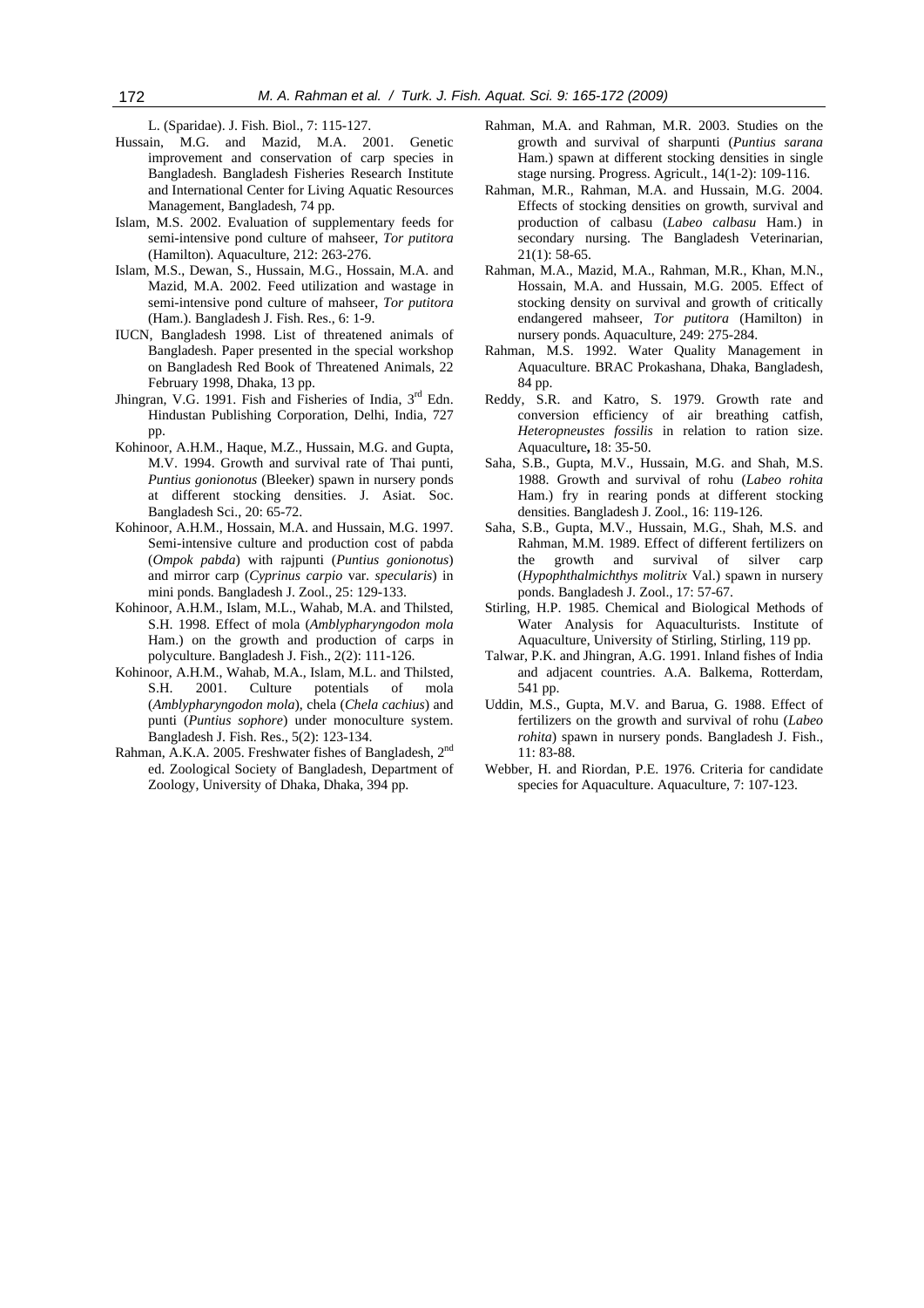L. (Sparidae). J. Fish. Biol., 7: 115-127.

Hussain, M.G. and Mazid, M.A. 2001. Genetic improvement and conservation of carp species in Bangladesh. Bangladesh Fisheries Research Institute and International Center for Living Aquatic Resources Management, Bangladesh, 74 pp.

Islam, M.S. 2002. Evaluation of supplementary feeds for semi-intensive pond culture of mahseer, *Tor putitora* (Hamilton). Aquaculture, 212: 263-276.

Islam, M.S., Dewan, S., Hussain, M.G., Hossain, M.A. and Mazid, M.A. 2002. Feed utilization and wastage in semi-intensive pond culture of mahseer, *Tor putitora* (Ham.). Bangladesh J. Fish. Res., 6: 1-9.

IUCN, Bangladesh 1998. List of threatened animals of Bangladesh. Paper presented in the special workshop on Bangladesh Red Book of Threatened Animals, 22 February 1998, Dhaka, 13 pp.

Jhingran, V.G. 1991. Fish and Fisheries of India, 3rd Edn. Hindustan Publishing Corporation, Delhi, India, 727 pp.

Kohinoor, A.H.M., Haque, M.Z., Hussain, M.G. and Gupta, M.V. 1994. Growth and survival rate of Thai punti, *Puntius gonionotus* (Bleeker) spawn in nursery ponds at different stocking densities. J. Asiat. Soc. Bangladesh Sci., 20: 65-72.

Kohinoor, A.H.M., Hossain, M.A. and Hussain, M.G. 1997. Semi-intensive culture and production cost of pabda (*Ompok pabda*) with rajpunti (*Puntius gonionotus*) and mirror carp (*Cyprinus carpio* var. *specularis*) in mini ponds. Bangladesh J. Zool., 25: 129-133.

Kohinoor, A.H.M., Islam, M.L., Wahab, M.A. and Thilsted, S.H. 1998. Effect of mola (*Amblypharyngodon mola* Ham.) on the growth and production of carps in polyculture. Bangladesh J. Fish., 2(2): 111-126.

Kohinoor, A.H.M., Wahab, M.A., Islam, M.L. and Thilsted, S.H. 2001. Culture potentials of mola (*Amblypharyngodon mola*), chela (*Chela cachius*) and punti (*Puntius sophore*) under monoculture system. Bangladesh J. Fish. Res., 5(2): 123-134.

Rahman, A.K.A. 2005. Freshwater fishes of Bangladesh, 2nd ed. Zoological Society of Bangladesh, Department of Zoology, University of Dhaka, Dhaka, 394 pp.

Rahman, M.A. and Rahman, M.R. 2003. Studies on the growth and survival of sharpunti (*Puntius sarana* Ham.) spawn at different stocking densities in single stage nursing. Progress. Agricult., 14(1-2): 109-116.

Rahman, M.R., Rahman, M.A. and Hussain, M.G. 2004. Effects of stocking densities on growth, survival and production of calbasu (*Labeo calbasu* Ham.) in secondary nursing. The Bangladesh Veterinarian, 21(1): 58-65.

Rahman, M.A., Mazid, M.A., Rahman, M.R., Khan, M.N., Hossain, M.A. and Hussain, M.G. 2005. Effect of stocking density on survival and growth of critically endangered mahseer, *Tor putitora* (Hamilton) in nursery ponds. Aquaculture, 249: 275-284.

Rahman, M.S. 1992. Water Quality Management in Aquaculture. BRAC Prokashana, Dhaka, Bangladesh, 84 pp.

Reddy, S.R. and Katro, S. 1979. Growth rate and conversion efficiency of air breathing catfish, *Heteropneustes fossilis* in relation to ration size. Aquaculture**,** 18: 35-50.

Saha, S.B., Gupta, M.V., Hussain, M.G. and Shah, M.S. 1988. Growth and survival of rohu (*Labeo rohita* Ham.) fry in rearing ponds at different stocking densities. Bangladesh J. Zool., 16: 119-126.

Saha, S.B., Gupta, M.V., Hussain, M.G., Shah, M.S. and Rahman, M.M. 1989. Effect of different fertilizers on the growth and survival of silver carp (*Hypophthalmichthys molitrix* Val.) spawn in nursery ponds. Bangladesh J. Zool., 17: 57-67.

Stirling, H.P. 1985. Chemical and Biological Methods of Water Analysis for Aquaculturists. Institute of Aquaculture, University of Stirling, Stirling, 119 pp.

Talwar, P.K. and Jhingran, A.G. 1991. Inland fishes of India and adjacent countries. A.A. Balkema, Rotterdam, 541 pp.

Uddin, M.S., Gupta, M.V. and Barua, G. 1988. Effect of fertilizers on the growth and survival of rohu (*Labeo rohita*) spawn in nursery ponds. Bangladesh J. Fish., 11: 83-88.

Webber, H. and Riordan, P.E. 1976. Criteria for candidate species for Aquaculture. Aquaculture, 7: 107-123.